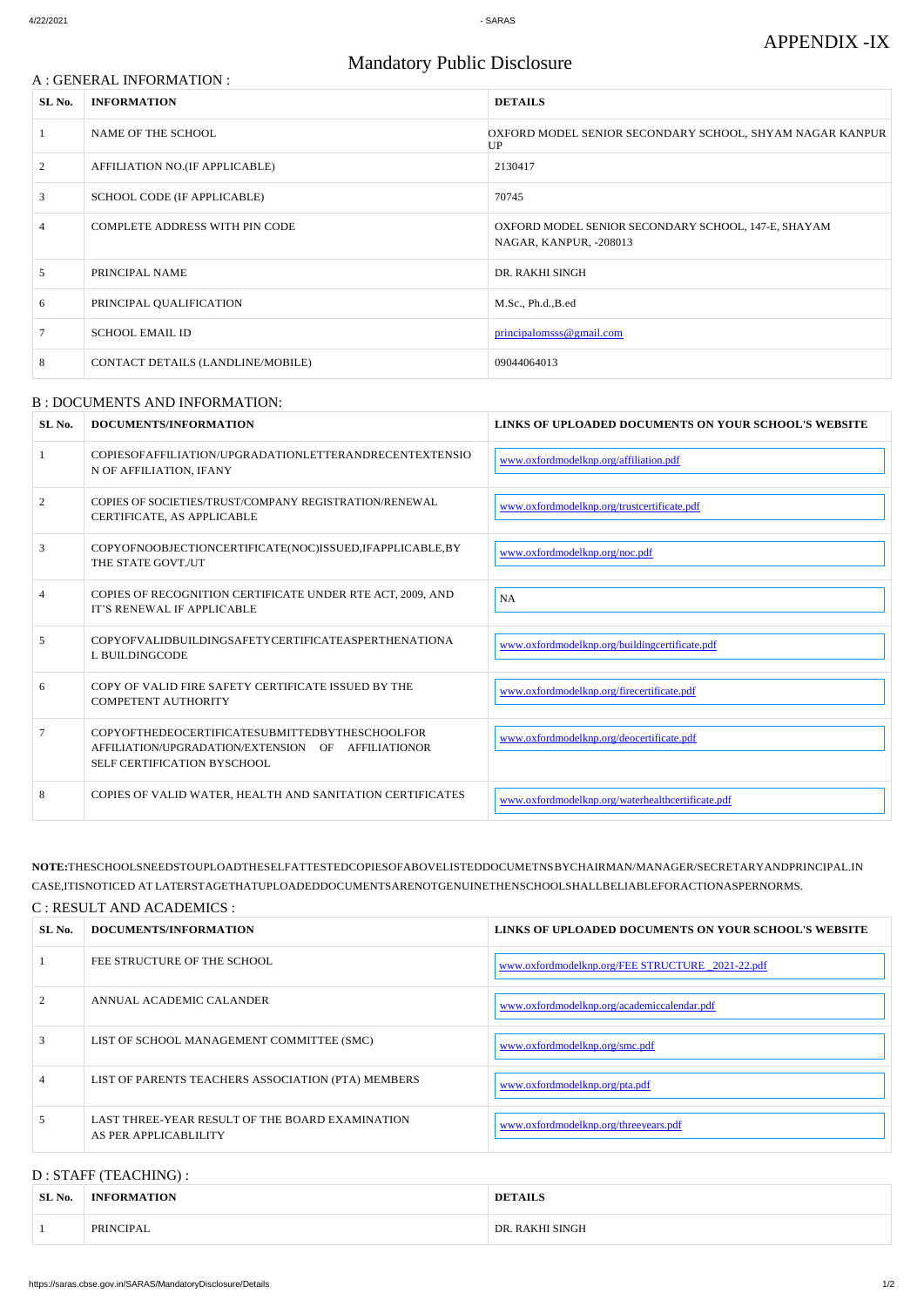# APPENDIX -IX

# Mandatory Public Disclosure

## A : GENERAL INFORMATION :

| SL No. | INFORMATION | DETAILS |
|---|---|---|
| 1 | NAME OF THE SCHOOL | OXFORD MODEL SENIOR SECONDARY SCHOOL, SHYAM NAGAR KANPUR UP |
| 2 | AFFILIATION NO.(IF APPLICABLE) | 2130417 |
| 3 | SCHOOL CODE (IF APPLICABLE) | 70745 |
| 4 | COMPLETE ADDRESS WITH PIN CODE | OXFORD MODEL SENIOR SECONDARY SCHOOL, 147-E, SHAYAM NAGAR, KANPUR, -208013 |
| 5 | PRINCIPAL NAME | DR. RAKHI SINGH |
| 6 | PRINCIPAL QUALIFICATION | M.Sc., Ph.d.,B.ed |
| 7 | SCHOOL EMAIL ID | principalomsss@gmail.com |
| 8 | CONTACT DETAILS (LANDLINE/MOBILE) | 09044064013 |

## B : DOCUMENTS AND INFORMATION:

| SL No. | DOCUMENTS/INFORMATION | LINKS OF UPLOADED DOCUMENTS ON YOUR SCHOOL'S WEBSITE |
|---|---|---|
| 1 | COPIESOFAFFILIATION/UPGRADATIONLETTERANDRECENTEXTENSIO N OF AFFILIATION, IFANY | www.oxfordmodelknp.org/affiliation.pdf |
| 2 | COPIES OF SOCIETIES/TRUST/COMPANY REGISTRATION/RENEWAL CERTIFICATE, AS APPLICABLE | www.oxfordmodelknp.org/trustcertificate.pdf |
| 3 | COPYOFNOOBJECTIONCERTIFICATE(NOC)ISSUED,IFAPPLICABLE,BY THE STATE GOVT./UT | www.oxfordmodelknp.org/noc.pdf |
| 4 | COPIES OF RECOGNITION CERTIFICATE UNDER RTE ACT, 2009, AND IT'S RENEWAL IF APPLICABLE | NA |
| 5 | COPYOFVALIDBUILDINGSAFETYCERTIFICATEASPERTHENATIONA L BUILDINGCODE | www.oxfordmodelknp.org/buildingcertificate.pdf |
| 6 | COPY OF VALID FIRE SAFETY CERTIFICATE ISSUED BY THE COMPETENT AUTHORITY | www.oxfordmodelknp.org/firecertificate.pdf |
| 7 | COPYOFTHEDEOCERTIFICATESUBMITTEDBYTHESCHOOLFOR AFFILIATION/UPGRADATION/EXTENSION OF AFFILIATIONOR SELF CERTIFICATION BYSCHOOL | www.oxfordmodelknp.org/deocertificate.pdf |
| 8 | COPIES OF VALID WATER, HEALTH AND SANITATION CERTIFICATES | www.oxfordmodelknp.org/waterhealthcertificate.pdf |

**NOTE:**THESCHOOLSNEEDSTOUPLOADTHESELFATTESTEDCOPIESOFABOVELISTEDDOCUMETNSBYCHAIRMAN/MANAGER/SECRETARYANDPRINCIPAL.IN CASE,ITISNOTICED AT LATERSTAGETHATUPLOADEDDOCUMENTSARENOTGENUINETHENSCHOOLSHALLBELIABLEFORACTIONASPERNORMS.

## C : RESULT AND ACADEMICS :

| SL No. | DOCUMENTS/INFORMATION | LINKS OF UPLOADED DOCUMENTS ON YOUR SCHOOL'S WEBSITE |
|---|---|---|
| 1 | FEE STRUCTURE OF THE SCHOOL | www.oxfordmodelknp.org/FEE STRUCTURE _2021-22.pdf |
| 2 | ANNUAL ACADEMIC CALANDER | www.oxfordmodelknp.org/academiccalendar.pdf |
| 3 | LIST OF SCHOOL MANAGEMENT COMMITTEE (SMC) | www.oxfordmodelknp.org/smc.pdf |
| 4 | LIST OF PARENTS TEACHERS ASSOCIATION (PTA) MEMBERS | www.oxfordmodelknp.org/pta.pdf |
| 5 | LAST THREE-YEAR RESULT OF THE BOARD EXAMINATION AS PER APPLICABLILITY | www.oxfordmodelknp.org/threeyears.pdf |

## D : STAFF (TEACHING) :

| SL No. | INFORMATION | DETAILS |
|---|---|---|
| 1 | PRINCIPAL | DR. RAKHI SINGH |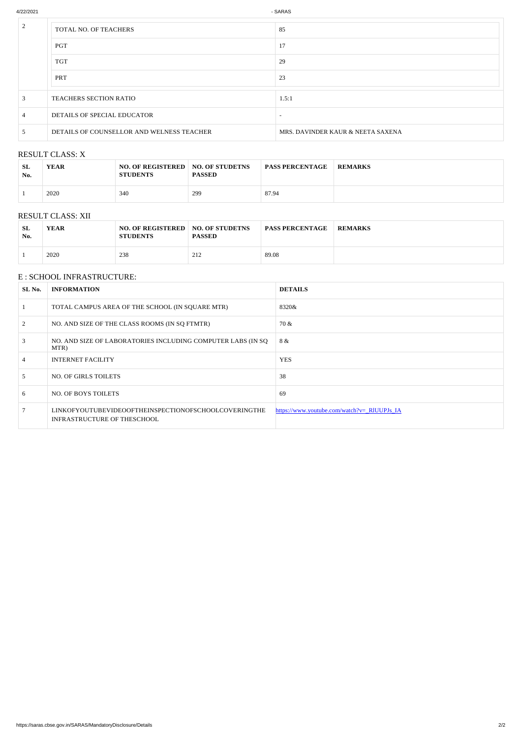| | | |
|---|---|---|
| 2 | TOTAL NO. OF TEACHERS | 85 |
| | PGT | 17 |
| | TGT | 29 |
| | PRT | 23 |
| 3 | TEACHERS SECTION RATIO | 1.5:1 |
| 4 | DETAILS OF SPECIAL EDUCATOR | - |
| 5 | DETAILS OF COUNSELLOR AND WELNESS TEACHER | MRS. DAVINDER KAUR & NEETA SAXENA |

## RESULT CLASS: X

| SL No. | YEAR | NO. OF REGISTERED STUDENTS | NO. OF STUDETNS PASSED | PASS PERCENTAGE | REMARKS |
|---|---|---|---|---|---|
| 1 | 2020 | 340 | 299 | 87.94 | |

## RESULT CLASS: XII

| SL No. | YEAR | NO. OF REGISTERED STUDENTS | NO. OF STUDETNS PASSED | PASS PERCENTAGE | REMARKS |
|---|---|---|---|---|---|
| 1 | 2020 | 238 | 212 | 89.08 | |

## E : SCHOOL INFRASTRUCTURE:

| SL No. | INFORMATION | DETAILS |
|---|---|---|
| 1 | TOTAL CAMPUS AREA OF THE SCHOOL (IN SQUARE MTR) | 8320& |
| 2 | NO. AND SIZE OF THE CLASS ROOMS (IN SQ FTMTR) | 70 & |
| 3 | NO. AND SIZE OF LABORATORIES INCLUDING COMPUTER LABS (IN SQ MTR) | 8 & |
| 4 | INTERNET FACILITY | YES |
| 5 | NO. OF GIRLS TOILETS | 38 |
| 6 | NO. OF BOYS TOILETS | 69 |
| 7 | LINKOFYOUTUBEVIDEOOFTHEINSPECTIONOFSCHOOLCOVERINGTHE INFRASTRUCTURE OF THESCHOOL | https://www.youtube.com/watch?v=_RlUUPJs_IA |